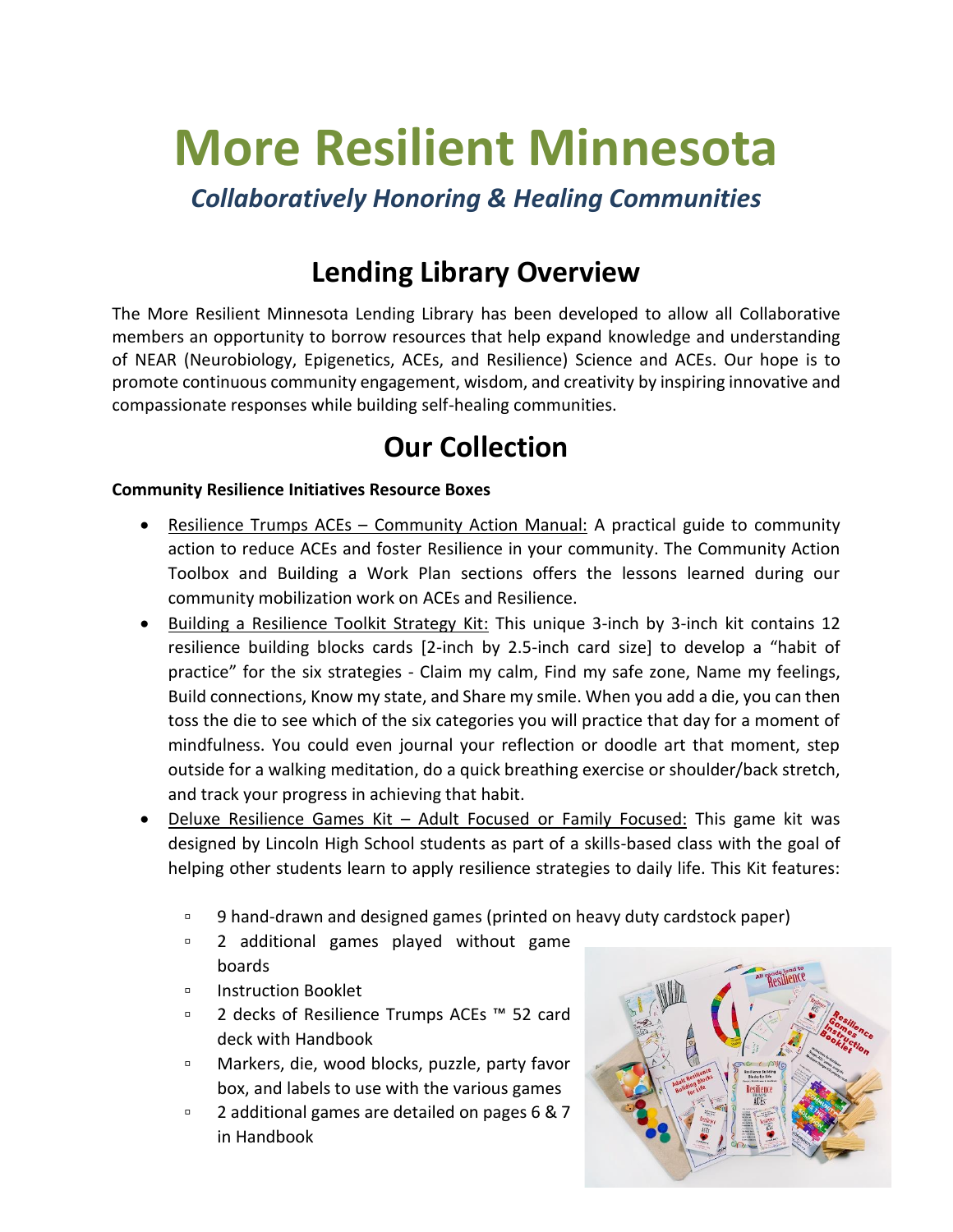# More Resilient Minnesota

### *Collaboratively Honoring & Healing Communities*

## Lending Library Overview

The More Resilient Minnesota Lending Library has been developed to allow all Collaborative members an opportunity to borrow resources that help expand knowledge and understanding of NEAR (Neurobiology, Epigenetics, ACEs, and Resilience) Science and ACEs. Our hope is to promote continuous community engagement, wisdom, and creativity by inspiring innovative and compassionate responses while building self-healing communities.

## Our Collection

**Community Resilience Initiatives Resource Boxes**

- Resilience Trumps ACEs – Community Action Manual: A practical guide to community action to reduce ACEs and foster Resilience in your community. The Community Action Toolbox and Building a Work Plan sections offers the lessons learned during our community mobilization work on ACEs and Resilience.
- Building a Resilience Toolkit Strategy Kit: This unique 3-inch by 3-inch kit contains 12 resilience building blocks cards [2-inch by 2.5-inch card size] to develop a "habit of practice" for the six strategies - Claim my calm, Find my safe zone, Name my feelings, Build connections, Know my state, and Share my smile. When you add a die, you can then toss the die to see which of the six categories you will practice that day for a moment of mindfulness. You could even journal your reflection or doodle art that moment, step outside for a walking meditation, do a quick breathing exercise or shoulder/back stretch, and track your progress in achieving that habit.
- Deluxe Resilience Games Kit – Adult Focused or Family Focused: This game kit was designed by Lincoln High School students as part of a skills-based class with the goal of helping other students learn to apply resilience strategies to daily life. This Kit features:
  - 9 hand-drawn and designed games (printed on heavy duty cardstock paper)
  - 2 additional games played without game boards
  - Instruction Booklet
  - 2 decks of Resilience Trumps ACEs ™ 52 card deck with Handbook
  - Markers, die, wood blocks, puzzle, party favor box, and labels to use with the various games
  - 2 additional games are detailed on pages 6 & 7 in Handbook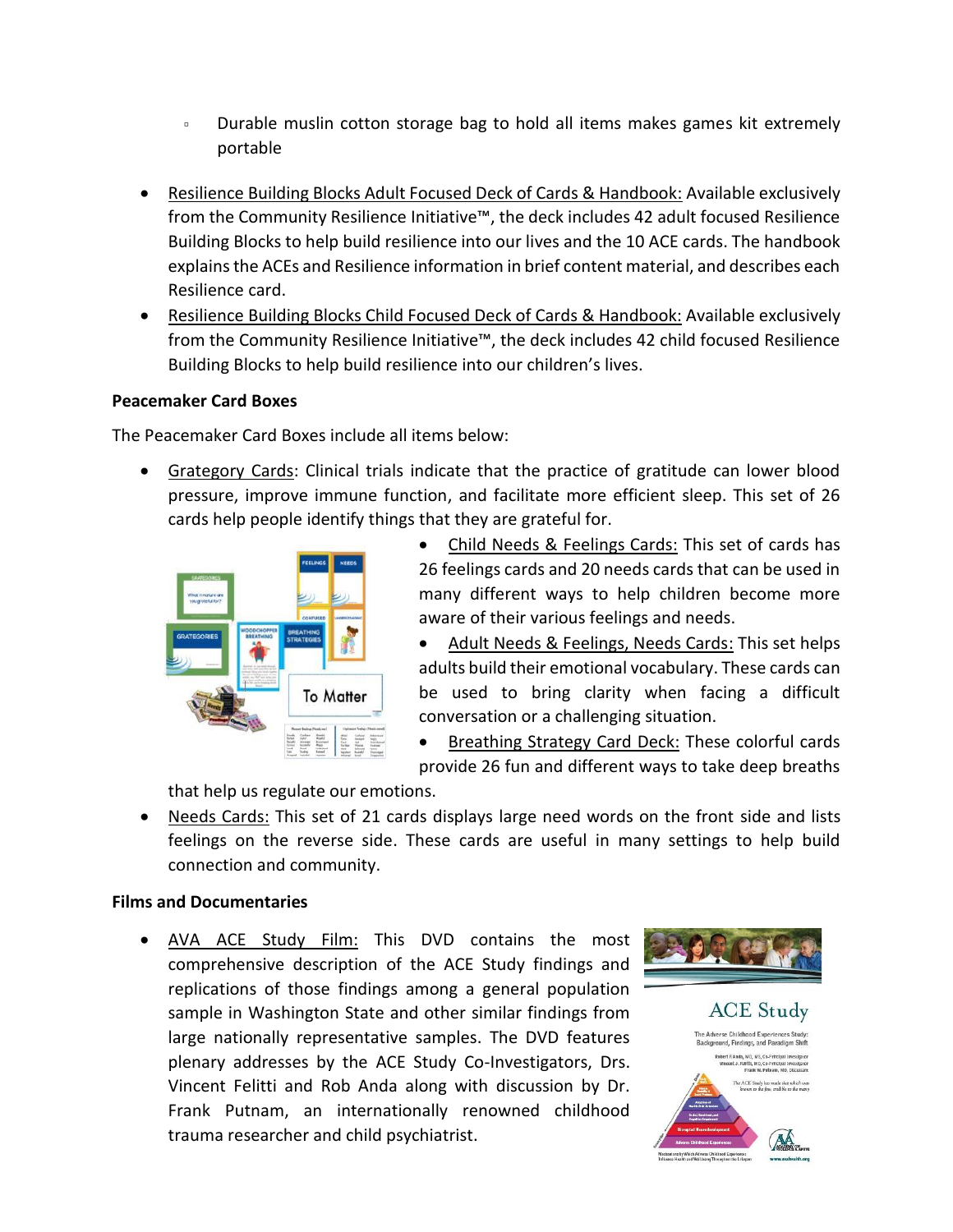- Durable muslin cotton storage bag to hold all items makes games kit extremely portable

- Resilience Building Blocks Adult Focused Deck of Cards & Handbook: Available exclusively from the Community Resilience Initiative™, the deck includes 42 adult focused Resilience Building Blocks to help build resilience into our lives and the 10 ACE cards. The handbook explains the ACEs and Resilience information in brief content material, and describes each Resilience card.
- Resilience Building Blocks Child Focused Deck of Cards & Handbook: Available exclusively from the Community Resilience Initiative™, the deck includes 42 child focused Resilience Building Blocks to help build resilience into our children's lives.

**Peacemaker Card Boxes**

The Peacemaker Card Boxes include all items below:

- Grategory Cards: Clinical trials indicate that the practice of gratitude can lower blood pressure, improve immune function, and facilitate more efficient sleep. This set of 26 cards help people identify things that they are grateful for.
- Child Needs & Feelings Cards: This set of cards has 26 feelings cards and 20 needs cards that can be used in many different ways to help children become more aware of their various feelings and needs.
- Adult Needs & Feelings, Needs Cards: This set helps adults build their emotional vocabulary. These cards can be used to bring clarity when facing a difficult conversation or a challenging situation.
- Breathing Strategy Card Deck: These colorful cards provide 26 fun and different ways to take deep breaths that help us regulate our emotions.
- Needs Cards: This set of 21 cards displays large need words on the front side and lists feelings on the reverse side. These cards are useful in many settings to help build connection and community.

**Films and Documentaries**

- AVA ACE Study Film: This DVD contains the most comprehensive description of the ACE Study findings and replications of those findings among a general population sample in Washington State and other similar findings from large nationally representative samples. The DVD features plenary addresses by the ACE Study Co-Investigators, Drs. Vincent Felitti and Rob Anda along with discussion by Dr. Frank Putnam, an internationally renowned childhood trauma researcher and child psychiatrist.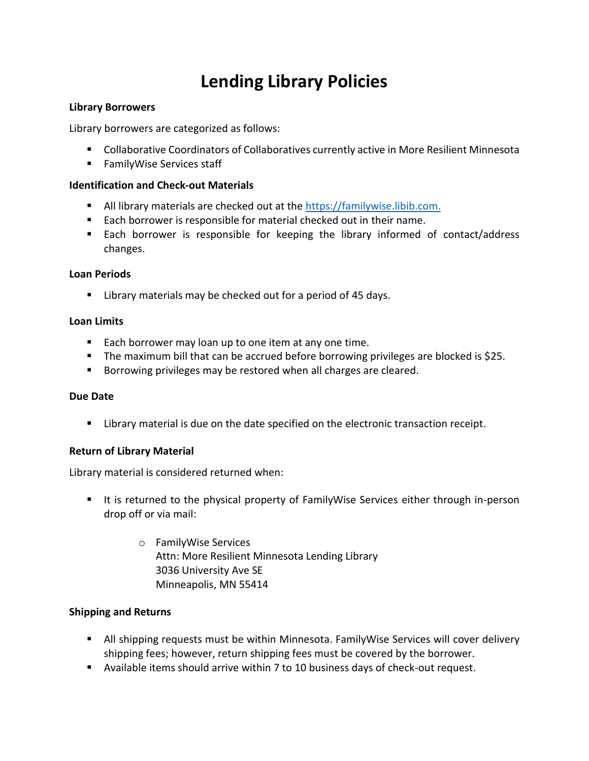# Lending Library Policies

**Library Borrowers**

Library borrowers are categorized as follows:

- Collaborative Coordinators of Collaboratives currently active in More Resilient Minnesota
- FamilyWise Services staff

**Identification and Check-out Materials**

- All library materials are checked out at the https://familywise.libib.com.
- Each borrower is responsible for material checked out in their name.
- Each borrower is responsible for keeping the library informed of contact/address changes.

**Loan Periods**

- Library materials may be checked out for a period of 45 days.

**Loan Limits**

- Each borrower may loan up to one item at any one time.
- The maximum bill that can be accrued before borrowing privileges are blocked is $25.
- Borrowing privileges may be restored when all charges are cleared.

**Due Date**

- Library material is due on the date specified on the electronic transaction receipt.

**Return of Library Material**

Library material is considered returned when:

- It is returned to the physical property of FamilyWise Services either through in-person drop off or via mail:
    - FamilyWise Services
      Attn: More Resilient Minnesota Lending Library
      3036 University Ave SE
      Minneapolis, MN 55414

**Shipping and Returns**

- All shipping requests must be within Minnesota. FamilyWise Services will cover delivery shipping fees; however, return shipping fees must be covered by the borrower.
- Available items should arrive within 7 to 10 business days of check-out request.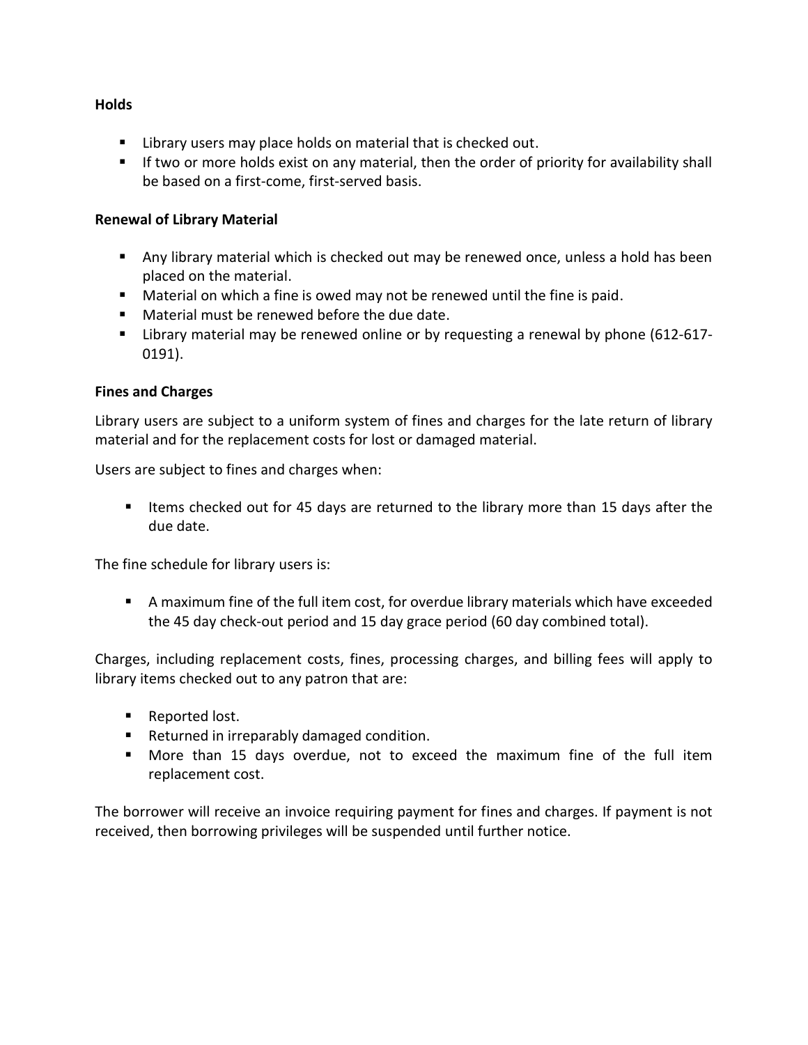**Holds**

- Library users may place holds on material that is checked out.
- If two or more holds exist on any material, then the order of priority for availability shall be based on a first-come, first-served basis.

**Renewal of Library Material**

- Any library material which is checked out may be renewed once, unless a hold has been placed on the material.
- Material on which a fine is owed may not be renewed until the fine is paid.
- Material must be renewed before the due date.
- Library material may be renewed online or by requesting a renewal by phone (612-617-0191).

**Fines and Charges**

Library users are subject to a uniform system of fines and charges for the late return of library material and for the replacement costs for lost or damaged material.

Users are subject to fines and charges when:

- Items checked out for 45 days are returned to the library more than 15 days after the due date.

The fine schedule for library users is:

- A maximum fine of the full item cost, for overdue library materials which have exceeded the 45 day check-out period and 15 day grace period (60 day combined total).

Charges, including replacement costs, fines, processing charges, and billing fees will apply to library items checked out to any patron that are:

- Reported lost.
- Returned in irreparably damaged condition.
- More than 15 days overdue, not to exceed the maximum fine of the full item replacement cost.

The borrower will receive an invoice requiring payment for fines and charges. If payment is not received, then borrowing privileges will be suspended until further notice.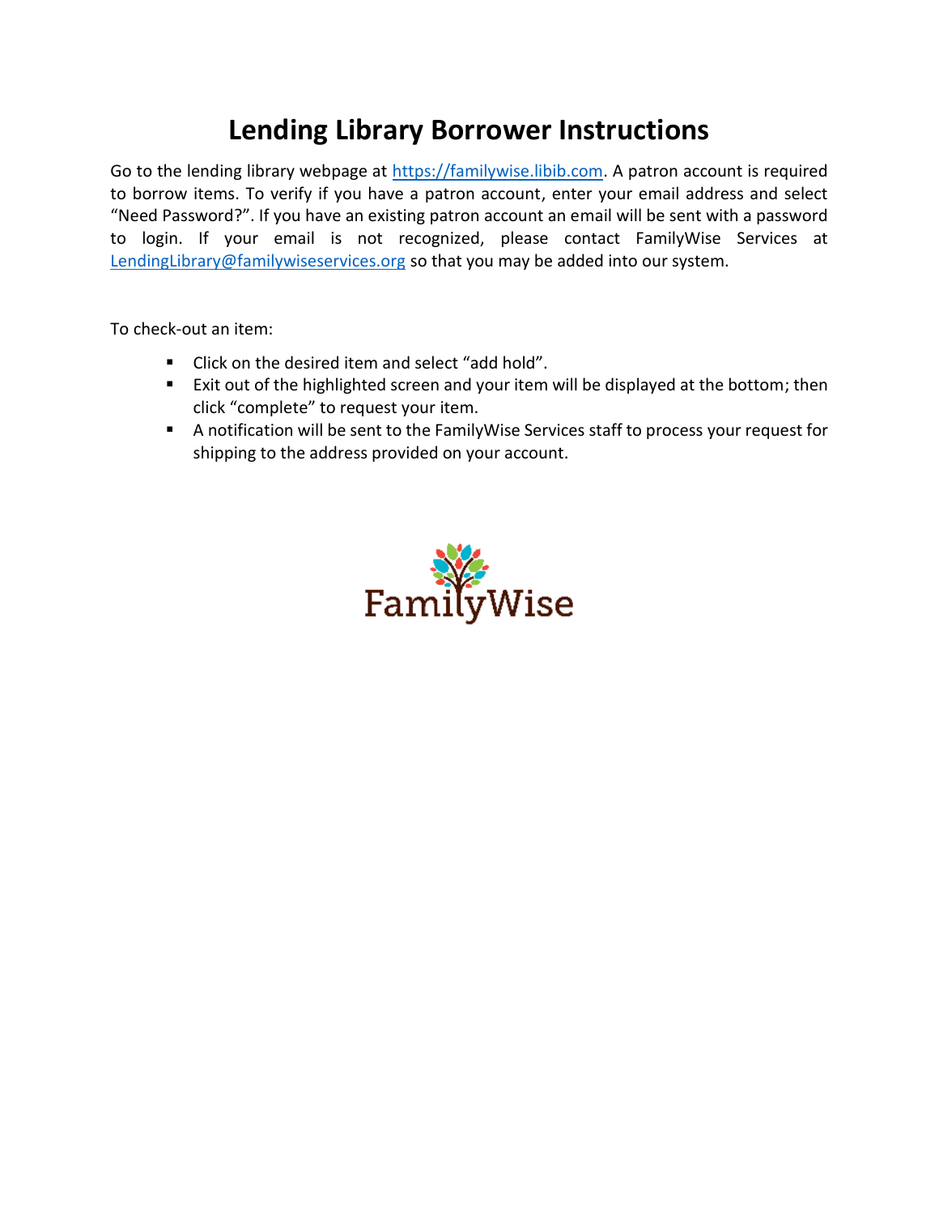# Lending Library Borrower Instructions

Go to the lending library webpage at https://familywise.libib.com. A patron account is required to borrow items. To verify if you have a patron account, enter your email address and select "Need Password?". If you have an existing patron account an email will be sent with a password to login. If your email is not recognized, please contact FamilyWise Services at LendingLibrary@familywiseservices.org so that you may be added into our system.

To check-out an item:

- Click on the desired item and select "add hold".
- Exit out of the highlighted screen and your item will be displayed at the bottom; then click "complete" to request your item.
- A notification will be sent to the FamilyWise Services staff to process your request for shipping to the address provided on your account.

FamilyWise